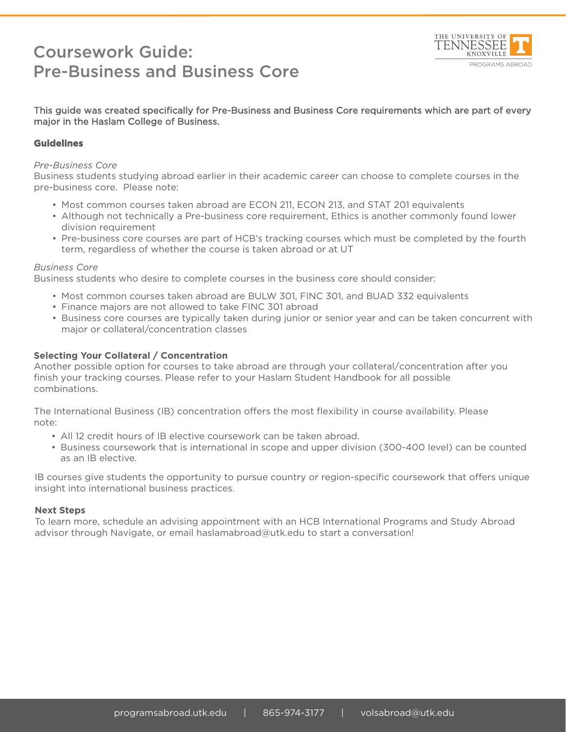# Coursework Guide: Pre-Business and Business Core

This guide was created specifically for Pre-Business and Business Core requirements which are part of every major in the Haslam College of Business.

## Guidelines

*Pre-Business Core*

Business students studying abroad earlier in their academic career can choose to complete courses in the pre-business core. Please note:

- Most common courses taken abroad are ECON 211, ECON 213, and STAT 201 equivalents
- Although not technically a Pre-business core requirement, Ethics is another commonly found lower division requirement
- Pre-business core courses are part of HCB's tracking courses which must be completed by the fourth term, regardless of whether the course is taken abroad or at UT

*Business Core*

Business students who desire to complete courses in the business core should consider:

- Most common courses taken abroad are BULW 301, FINC 301, and BUAD 332 equivalents
- Finance majors are not allowed to take FINC 301 abroad
- Business core courses are typically taken during junior or senior year and can be taken concurrent with major or collateral/concentration classes

### Selecting Your Collateral / Concentration

Another possible option for courses to take abroad are through your collateral/concentration after you finish your tracking courses. Please refer to your Haslam Student Handbook for all possible combinations.

The International Business (IB) concentration offers the most flexibility in course availability. Please note:

- All 12 credit hours of IB elective coursework can be taken abroad.
- Business coursework that is international in scope and upper division (300-400 level) can be counted as an IB elective.

IB courses give students the opportunity to pursue country or region-specific coursework that offers unique insight into international business practices.

### Next Steps

To learn more, schedule an advising appointment with an HCB International Programs and Study Abroad advisor through Navigate, or email haslamabroad@utk.edu to start a conversation!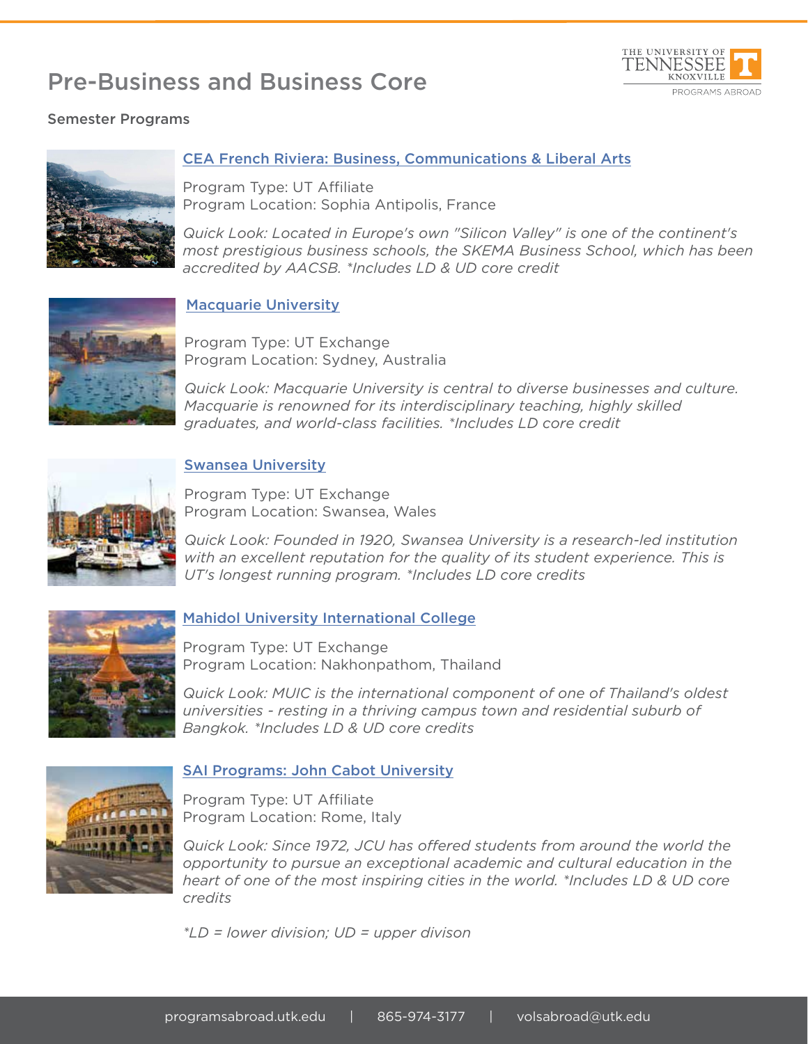# Pre-Business and Business Core

## Semester Programs

### [CEA French Riviera: Business, Communications & Liberal Arts]

Program Type: UT Affiliate
Program Location: Sophia Antipolis, France

*Quick Look: Located in Europe's own "Silicon Valley" is one of the continent's most prestigious business schools, the SKEMA Business School, which has been accredited by AACSB. *Includes LD & UD core credit*

### [Macquarie University]

Program Type: UT Exchange
Program Location: Sydney, Australia

*Quick Look: Macquarie University is central to diverse businesses and culture. Macquarie is renowned for its interdisciplinary teaching, highly skilled graduates, and world-class facilities. *Includes LD core credit*

### [Swansea University]

Program Type: UT Exchange
Program Location: Swansea, Wales

*Quick Look: Founded in 1920, Swansea University is a research-led institution with an excellent reputation for the quality of its student experience. This is UT's longest running program. *Includes LD core credits*

### [Mahidol University International College]

Program Type: UT Exchange
Program Location: Nakhonpathom, Thailand

*Quick Look: MUIC is the international component of one of Thailand's oldest universities - resting in a thriving campus town and residential suburb of Bangkok. *Includes LD & UD core credits*

### [SAI Programs: John Cabot University]

Program Type: UT Affiliate
Program Location: Rome, Italy

*Quick Look: Since 1972, JCU has offered students from around the world the opportunity to pursue an exceptional academic and cultural education in the heart of one of the most inspiring cities in the world. *Includes LD & UD core credits*

**LD = lower division; UD = upper divison*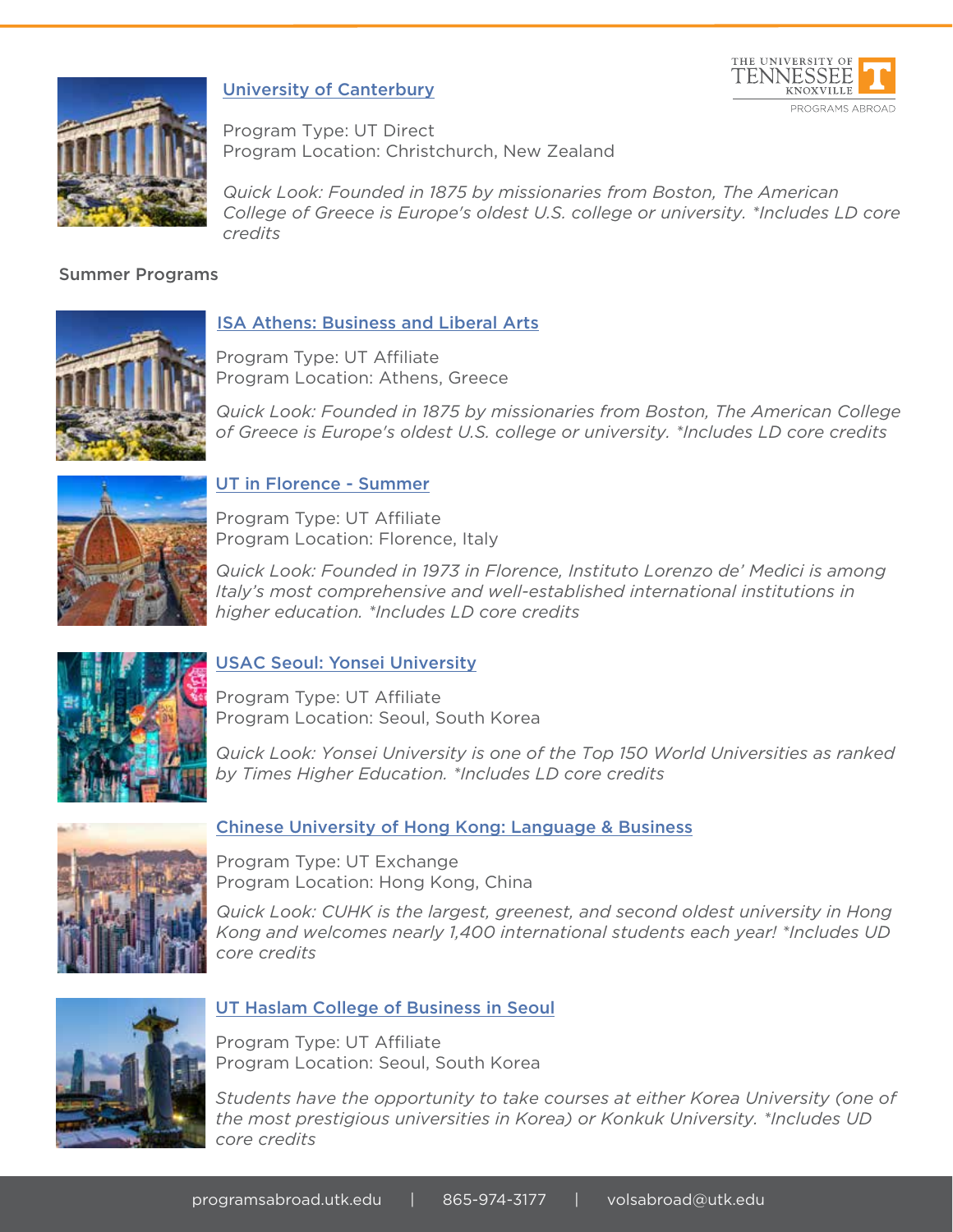### University of Canterbury

Program Type: UT Direct
Program Location: Christchurch, New Zealand

*Quick Look: Founded in 1875 by missionaries from Boston, The American College of Greece is Europe's oldest U.S. college or university. *Includes LD core credits*

## Summer Programs

### ISA Athens: Business and Liberal Arts

Program Type: UT Affiliate
Program Location: Athens, Greece

*Quick Look: Founded in 1875 by missionaries from Boston, The American College of Greece is Europe's oldest U.S. college or university. *Includes LD core credits*

### UT in Florence - Summer

Program Type: UT Affiliate
Program Location: Florence, Italy

*Quick Look: Founded in 1973 in Florence, Instituto Lorenzo de' Medici is among Italy's most comprehensive and well-established international institutions in higher education. *Includes LD core credits*

### USAC Seoul: Yonsei University

Program Type: UT Affiliate
Program Location: Seoul, South Korea

*Quick Look: Yonsei University is one of the Top 150 World Universities as ranked by Times Higher Education. *Includes LD core credits*

### Chinese University of Hong Kong: Language & Business

Program Type: UT Exchange
Program Location: Hong Kong, China

*Quick Look: CUHK is the largest, greenest, and second oldest university in Hong Kong and welcomes nearly 1,400 international students each year! *Includes UD core credits*

### UT Haslam College of Business in Seoul

Program Type: UT Affiliate
Program Location: Seoul, South Korea

*Students have the opportunity to take courses at either Korea University (one of the most prestigious universities in Korea) or Konkuk University. *Includes UD core credits*